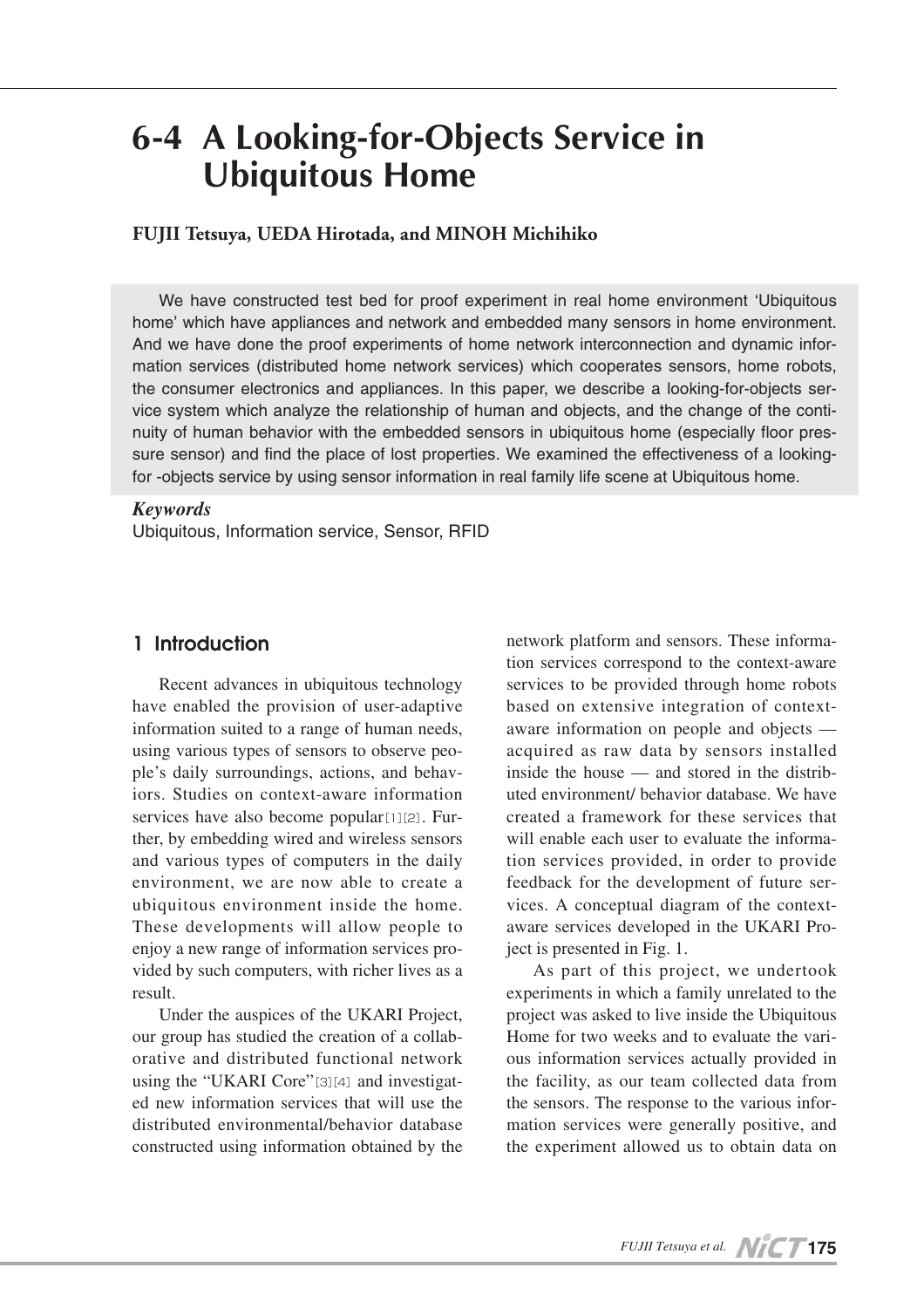# 6-4 A Looking-for-Objects Service in Ubiquitous Home

**FUJII Tetsuya, UEDA Hirotada, and MINOH Michihiko**

We have constructed test bed for proof experiment in real home environment 'Ubiquitous home' which have appliances and network and embedded many sensors in home environment. And we have done the proof experiments of home network interconnection and dynamic information services (distributed home network services) which cooperates sensors, home robots, the consumer electronics and appliances. In this paper, we describe a looking-for-objects service system which analyze the relationship of human and objects, and the change of the continuity of human behavior with the embedded sensors in ubiquitous home (especially floor pressure sensor) and find the place of lost properties. We examined the effectiveness of a looking-for -objects service by using sensor information in real family life scene at Ubiquitous home.

***Keywords***

Ubiquitous, Information service, Sensor, RFID

## 1 Introduction

Recent advances in ubiquitous technology have enabled the provision of user-adaptive information suited to a range of human needs, using various types of sensors to observe people's daily surroundings, actions, and behaviors. Studies on context-aware information services have also become popular[1][2]. Further, by embedding wired and wireless sensors and various types of computers in the daily environment, we are now able to create a ubiquitous environment inside the home. These developments will allow people to enjoy a new range of information services provided by such computers, with richer lives as a result.

Under the auspices of the UKARI Project, our group has studied the creation of a collaborative and distributed functional network using the "UKARI Core"[3][4] and investigated new information services that will use the distributed environmental/behavior database constructed using information obtained by the network platform and sensors. These information services correspond to the context-aware services to be provided through home robots based on extensive integration of context-aware information on people and objects — acquired as raw data by sensors installed inside the house — and stored in the distributed environment/ behavior database. We have created a framework for these services that will enable each user to evaluate the information services provided, in order to provide feedback for the development of future services. A conceptual diagram of the context-aware services developed in the UKARI Project is presented in Fig. 1.

As part of this project, we undertook experiments in which a family unrelated to the project was asked to live inside the Ubiquitous Home for two weeks and to evaluate the various information services actually provided in the facility, as our team collected data from the sensors. The response to the various information services were generally positive, and the experiment allowed us to obtain data on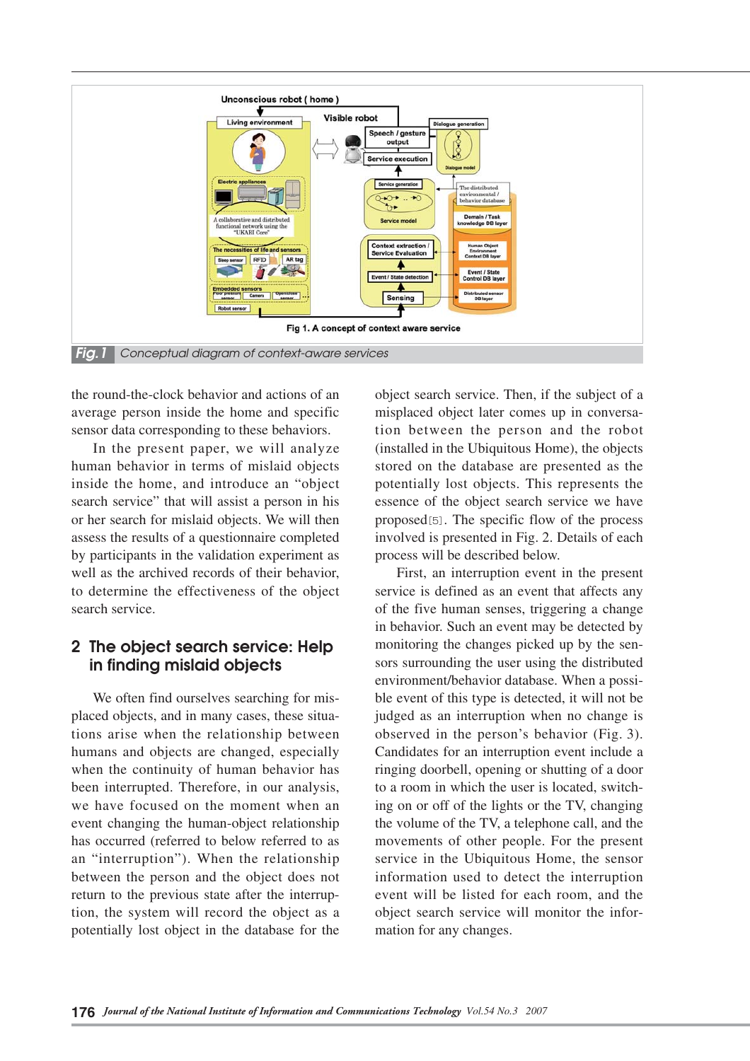Fig.1 Conceptual diagram of context-aware services

the round-the-clock behavior and actions of an average person inside the home and specific sensor data corresponding to these behaviors.

In the present paper, we will analyze human behavior in terms of mislaid objects inside the home, and introduce an "object search service" that will assist a person in his or her search for mislaid objects. We will then assess the results of a questionnaire completed by participants in the validation experiment as well as the archived records of their behavior, to determine the effectiveness of the object search service.

## 2 The object search service: Help in finding mislaid objects

We often find ourselves searching for misplaced objects, and in many cases, these situations arise when the relationship between humans and objects are changed, especially when the continuity of human behavior has been interrupted. Therefore, in our analysis, we have focused on the moment when an event changing the human-object relationship has occurred (referred to below referred to as an "interruption"). When the relationship between the person and the object does not return to the previous state after the interruption, the system will record the object as a potentially lost object in the database for the object search service. Then, if the subject of a misplaced object later comes up in conversation between the person and the robot (installed in the Ubiquitous Home), the objects stored on the database are presented as the potentially lost objects. This represents the essence of the object search service we have proposed[5]. The specific flow of the process involved is presented in Fig. 2. Details of each process will be described below.

First, an interruption event in the present service is defined as an event that affects any of the five human senses, triggering a change in behavior. Such an event may be detected by monitoring the changes picked up by the sensors surrounding the user using the distributed environment/behavior database. When a possible event of this type is detected, it will not be judged as an interruption when no change is observed in the person's behavior (Fig. 3). Candidates for an interruption event include a ringing doorbell, opening or shutting of a door to a room in which the user is located, switching on or off of the lights or the TV, changing the volume of the TV, a telephone call, and the movements of other people. For the present service in the Ubiquitous Home, the sensor information used to detect the interruption event will be listed for each room, and the object search service will monitor the information for any changes.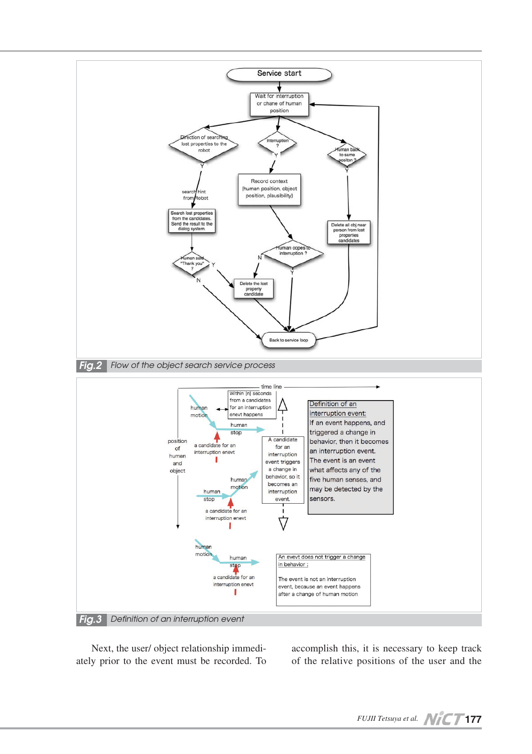Fig.2 Flow of the object search service process

Fig.3 Definition of an interruption event

Next, the user/ object relationship immediately prior to the event must be recorded. To accomplish this, it is necessary to keep track of the relative positions of the user and the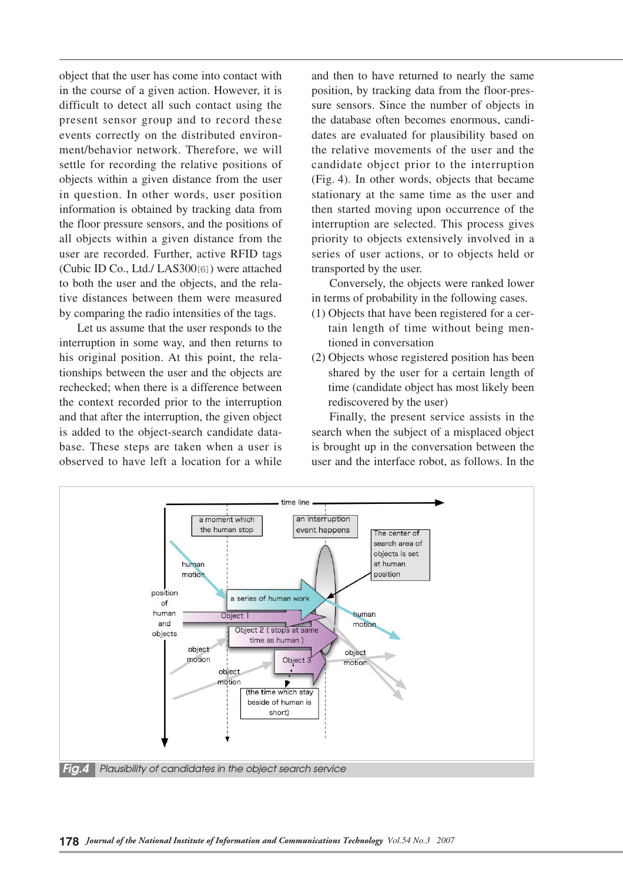object that the user has come into contact with in the course of a given action. However, it is difficult to detect all such contact using the present sensor group and to record these events correctly on the distributed environment/behavior network. Therefore, we will settle for recording the relative positions of objects within a given distance from the user in question. In other words, user position information is obtained by tracking data from the floor pressure sensors, and the positions of all objects within a given distance from the user are recorded. Further, active RFID tags (Cubic ID Co., Ltd./ LAS300[6]) were attached to both the user and the objects, and the relative distances between them were measured by comparing the radio intensities of the tags.

Let us assume that the user responds to the interruption in some way, and then returns to his original position. At this point, the relationships between the user and the objects are rechecked; when there is a difference between the context recorded prior to the interruption and that after the interruption, the given object is added to the object-search candidate database. These steps are taken when a user is observed to have left a location for a while and then to have returned to nearly the same position, by tracking data from the floor-pressure sensors. Since the number of objects in the database often becomes enormous, candidates are evaluated for plausibility based on the relative movements of the user and the candidate object prior to the interruption (Fig. 4). In other words, objects that became stationary at the same time as the user and then started moving upon occurrence of the interruption are selected. This process gives priority to objects extensively involved in a series of user actions, or to objects held or transported by the user.

Conversely, the objects were ranked lower in terms of probability in the following cases.

(1) Objects that have been registered for a certain length of time without being mentioned in conversation

(2) Objects whose registered position has been shared by the user for a certain length of time (candidate object has most likely been rediscovered by the user)

Finally, the present service assists in the search when the subject of a misplaced object is brought up in the conversation between the user and the interface robot, as follows. In the

**Fig.4** *Plausibility of candidates in the object search service*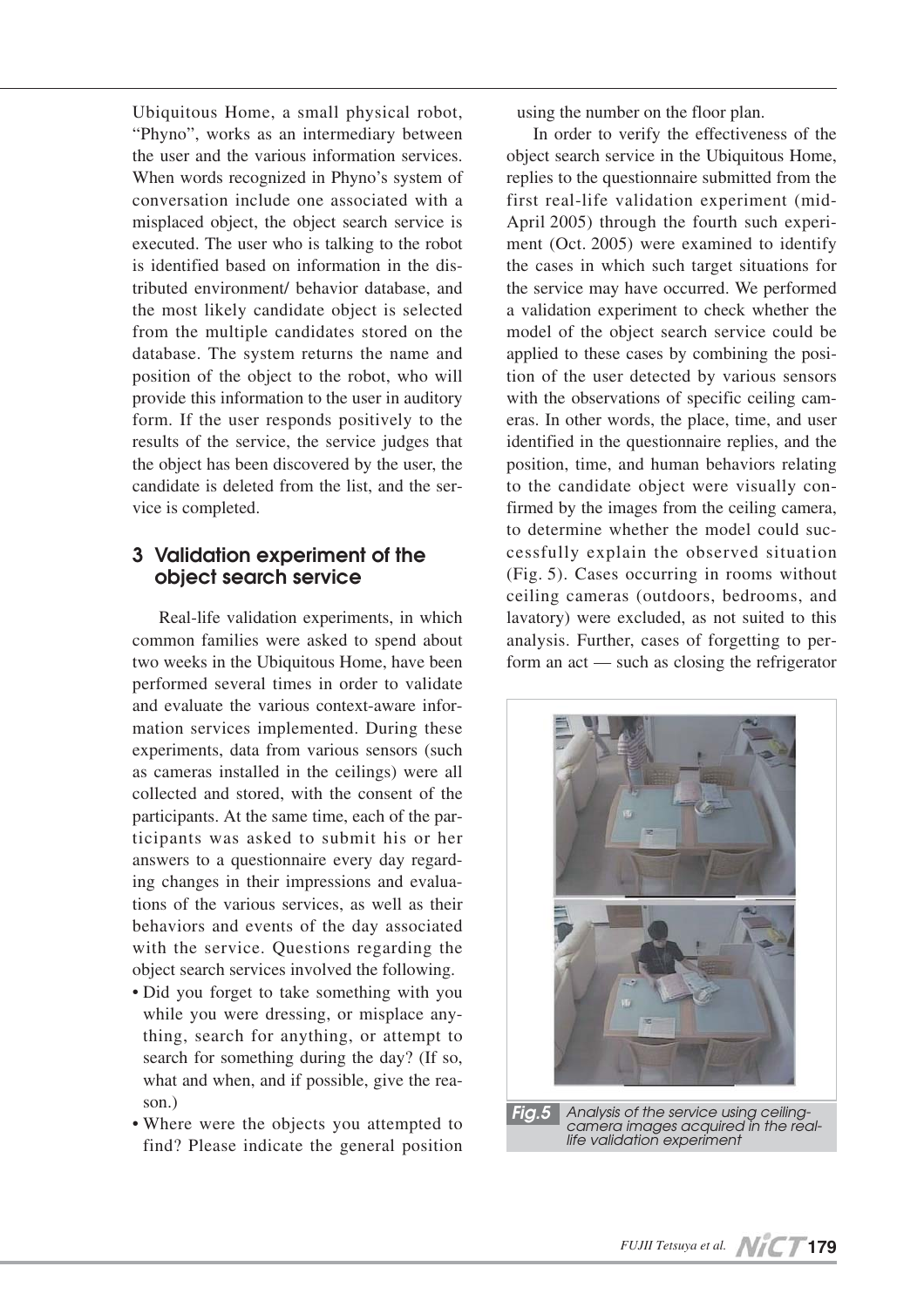Ubiquitous Home, a small physical robot, "Phyno", works as an intermediary between the user and the various information services. When words recognized in Phyno's system of conversation include one associated with a misplaced object, the object search service is executed. The user who is talking to the robot is identified based on information in the distributed environment/ behavior database, and the most likely candidate object is selected from the multiple candidates stored on the database. The system returns the name and position of the object to the robot, who will provide this information to the user in auditory form. If the user responds positively to the results of the service, the service judges that the object has been discovered by the user, the candidate is deleted from the list, and the service is completed.

## 3 Validation experiment of the object search service

Real-life validation experiments, in which common families were asked to spend about two weeks in the Ubiquitous Home, have been performed several times in order to validate and evaluate the various context-aware information services implemented. During these experiments, data from various sensors (such as cameras installed in the ceilings) were all collected and stored, with the consent of the participants. At the same time, each of the participants was asked to submit his or her answers to a questionnaire every day regarding changes in their impressions and evaluations of the various services, as well as their behaviors and events of the day associated with the service. Questions regarding the object search services involved the following.

- Did you forget to take something with you while you were dressing, or misplace anything, search for anything, or attempt to search for something during the day? (If so, what and when, and if possible, give the reason.)
- Where were the objects you attempted to find? Please indicate the general position using the number on the floor plan.

In order to verify the effectiveness of the object search service in the Ubiquitous Home, replies to the questionnaire submitted from the first real-life validation experiment (mid-April 2005) through the fourth such experiment (Oct. 2005) were examined to identify the cases in which such target situations for the service may have occurred. We performed a validation experiment to check whether the model of the object search service could be applied to these cases by combining the position of the user detected by various sensors with the observations of specific ceiling cameras. In other words, the place, time, and user identified in the questionnaire replies, and the position, time, and human behaviors relating to the candidate object were visually confirmed by the images from the ceiling camera, to determine whether the model could successfully explain the observed situation (Fig. 5). Cases occurring in rooms without ceiling cameras (outdoors, bedrooms, and lavatory) were excluded, as not suited to this analysis. Further, cases of forgetting to perform an act — such as closing the refrigerator

*Fig.5* Analysis of the service using ceiling-camera images acquired in the real-life validation experiment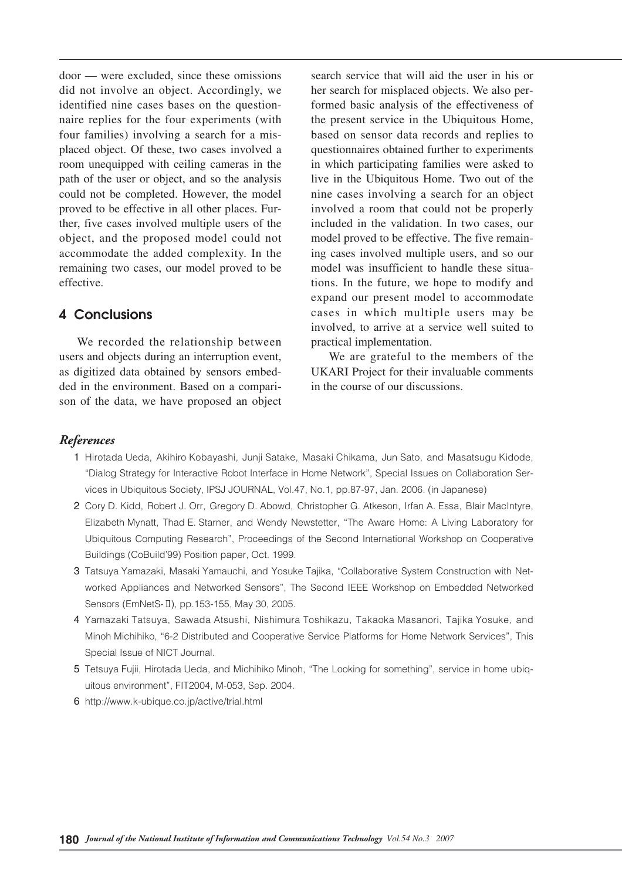door — were excluded, since these omissions did not involve an object. Accordingly, we identified nine cases bases on the questionnaire replies for the four experiments (with four families) involving a search for a misplaced object. Of these, two cases involved a room unequipped with ceiling cameras in the path of the user or object, and so the analysis could not be completed. However, the model proved to be effective in all other places. Further, five cases involved multiple users of the object, and the proposed model could not accommodate the added complexity. In the remaining two cases, our model proved to be effective.

## 4 Conclusions

We recorded the relationship between users and objects during an interruption event, as digitized data obtained by sensors embedded in the environment. Based on a comparison of the data, we have proposed an object search service that will aid the user in his or her search for misplaced objects. We also performed basic analysis of the effectiveness of the present service in the Ubiquitous Home, based on sensor data records and replies to questionnaires obtained further to experiments in which participating families were asked to live in the Ubiquitous Home. Two out of the nine cases involving a search for an object involved a room that could not be properly included in the validation. In two cases, our model proved to be effective. The five remaining cases involved multiple users, and so our model was insufficient to handle these situations. In the future, we hope to modify and expand our present model to accommodate cases in which multiple users may be involved, to arrive at a service well suited to practical implementation.

We are grateful to the members of the UKARI Project for their invaluable comments in the course of our discussions.

### *References*

1. Hirotada Ueda, Akihiro Kobayashi, Junji Satake, Masaki Chikama, Jun Sato, and Masatsugu Kidode, "Dialog Strategy for Interactive Robot Interface in Home Network", Special Issues on Collaboration Services in Ubiquitous Society, IPSJ JOURNAL, Vol.47, No.1, pp.87-97, Jan. 2006. (in Japanese)
2. Cory D. Kidd, Robert J. Orr, Gregory D. Abowd, Christopher G. Atkeson, Irfan A. Essa, Blair MacIntyre, Elizabeth Mynatt, Thad E. Starner, and Wendy Newstetter, "The Aware Home: A Living Laboratory for Ubiquitous Computing Research", Proceedings of the Second International Workshop on Cooperative Buildings (CoBuild'99) Position paper, Oct. 1999.
3. Tatsuya Yamazaki, Masaki Yamauchi, and Yosuke Tajika, "Collaborative System Construction with Networked Appliances and Networked Sensors", The Second IEEE Workshop on Embedded Networked Sensors (EmNetS-Ⅱ), pp.153-155, May 30, 2005.
4. Yamazaki Tatsuya, Sawada Atsushi, Nishimura Toshikazu, Takaoka Masanori, Tajika Yosuke, and Minoh Michihiko, "6-2 Distributed and Cooperative Service Platforms for Home Network Services", This Special Issue of NICT Journal.
5. Tetsuya Fujii, Hirotada Ueda, and Michihiko Minoh, "The Looking for something", service in home ubiquitous environment", FIT2004, M-053, Sep. 2004.
6. http://www.k-ubique.co.jp/active/trial.html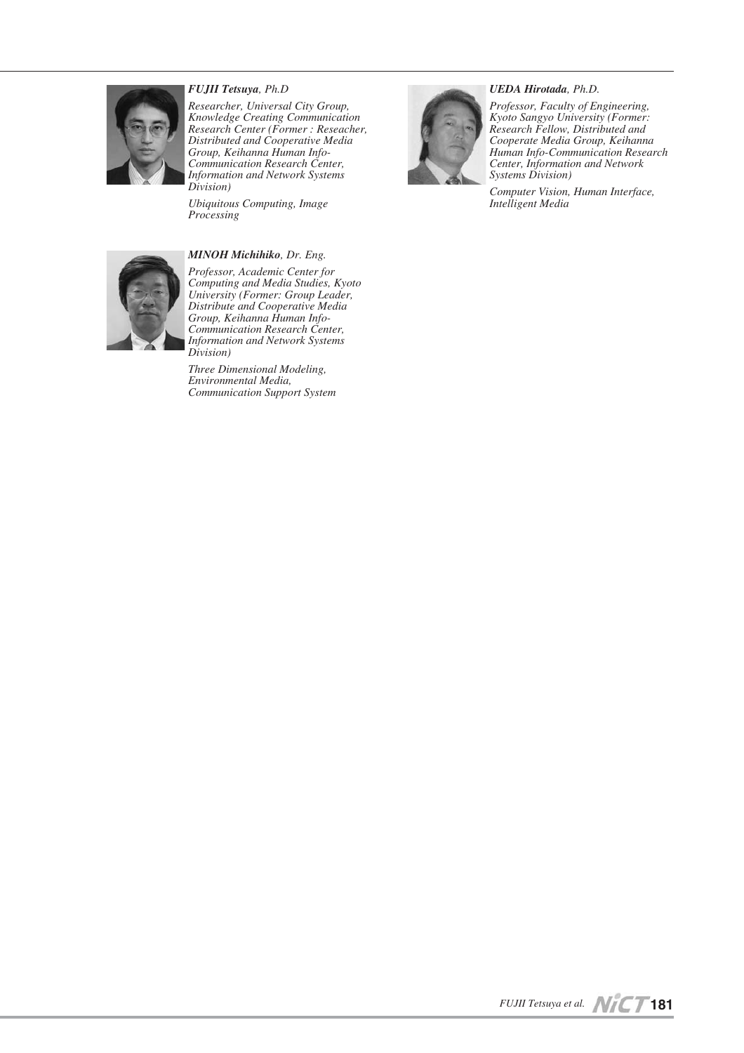***FUJII Tetsuya**, Ph.D*

*Researcher, Universal City Group, Knowledge Creating Communication Research Center (Former : Reseacher, Distributed and Cooperative Media Group, Keihanna Human Info-Communication Research Center, Information and Network Systems Division)*

*Ubiquitous Computing, Image Processing*

***MINOH Michihiko**, Dr. Eng.*

*Professor, Academic Center for Computing and Media Studies, Kyoto University (Former: Group Leader, Distribute and Cooperative Media Group, Keihanna Human Info-Communication Research Center, Information and Network Systems Division)*

*Three Dimensional Modeling, Environmental Media, Communication Support System*

***UEDA Hirotada**, Ph.D.*

*Professor, Faculty of Engineering, Kyoto Sangyo University (Former: Research Fellow, Distributed and Cooperate Media Group, Keihanna Human Info-Communication Research Center, Information and Network Systems Division)*

*Computer Vision, Human Interface, Intelligent Media*